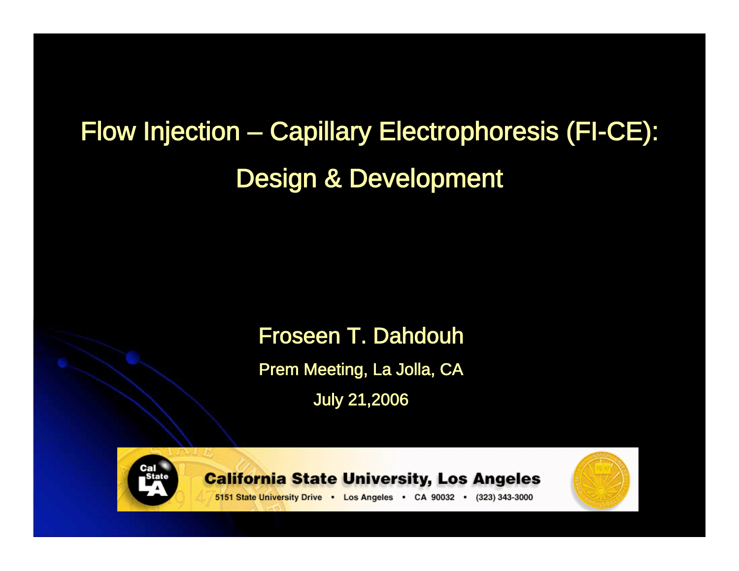# Flow Injection – Capillary Electrophoresis (FI-CE): Design & Development

Froseen T. Dahdouh

Prem Meeting, La Jolla, CA

July 21,2006

California State University, Los Angeles

5151 State University Drive • Los Angeles • CA 90032 • (323) 343-3000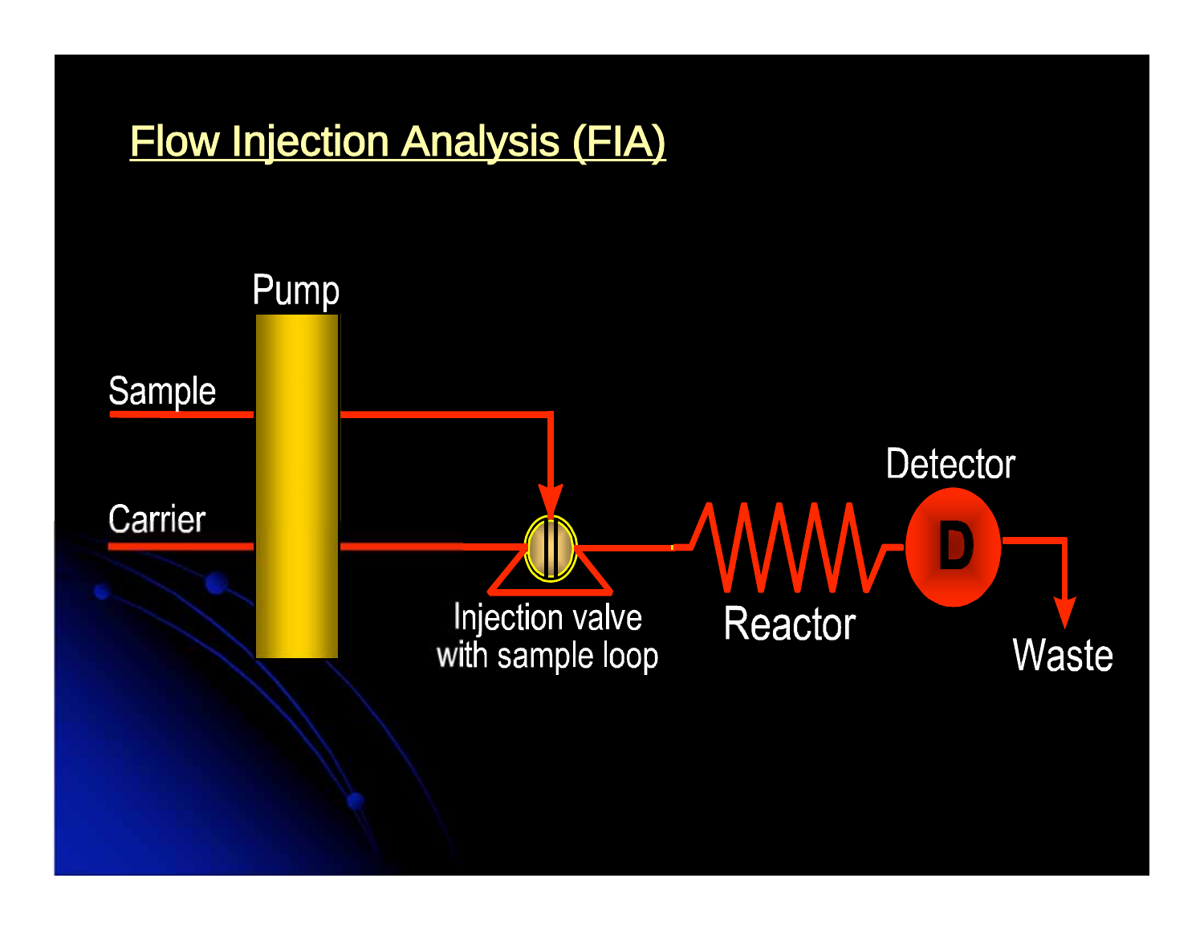# Flow Injection Analysis (FIA)

Pump

Sample

Carrier

Injection valve with sample loop

Reactor

Detector

D

Waste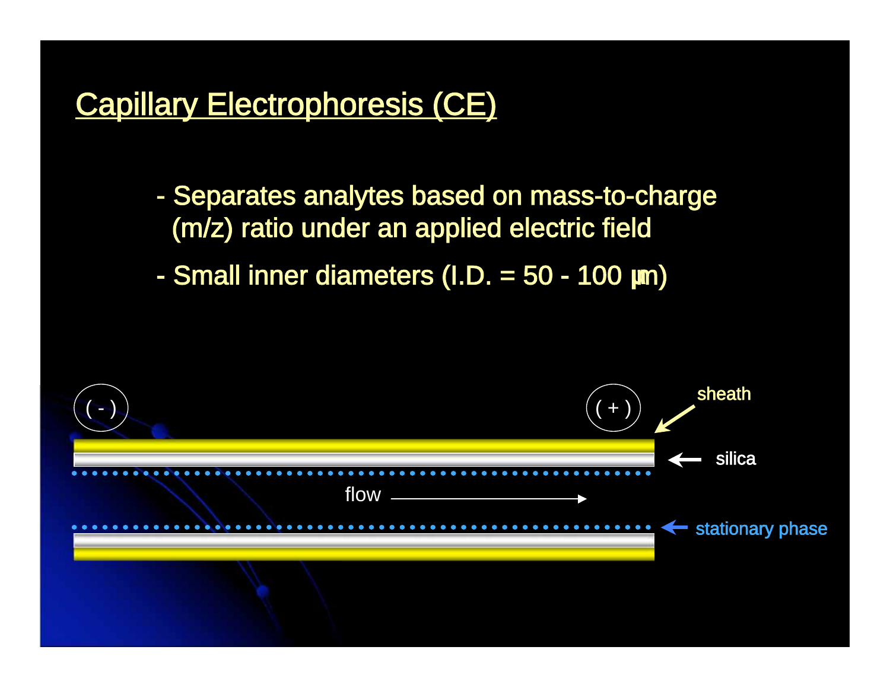# Capillary Electrophoresis (CE)

- Separates analytes based on mass-to-charge (m/z) ratio under an applied electric field
- Small inner diameters (I.D. = 50 - 100 µm)

( - ) ( + )

sheath

silica

flow

stationary phase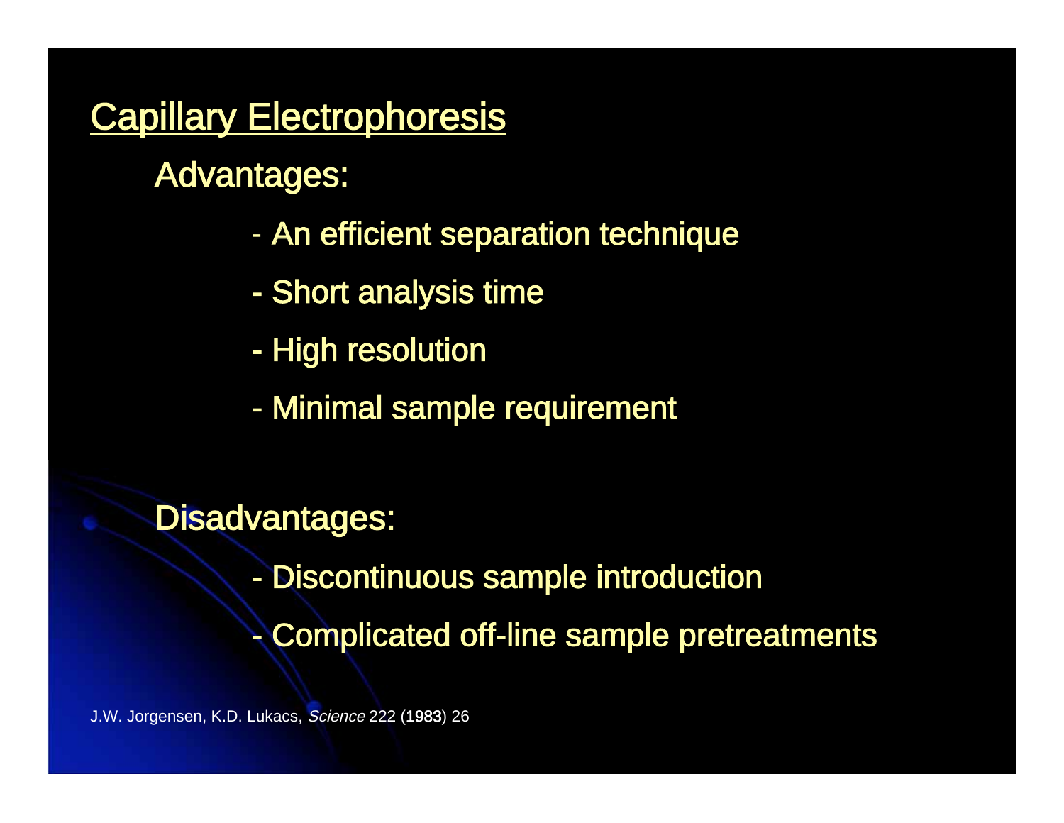# Capillary Electrophoresis

## Advantages:

- An efficient separation technique
- Short analysis time
- High resolution
- Minimal sample requirement

## Disadvantages:

- Discontinuous sample introduction
- Complicated off-line sample pretreatments

J.W. Jorgensen, K.D. Lukacs, *Science* 222 (1983) 26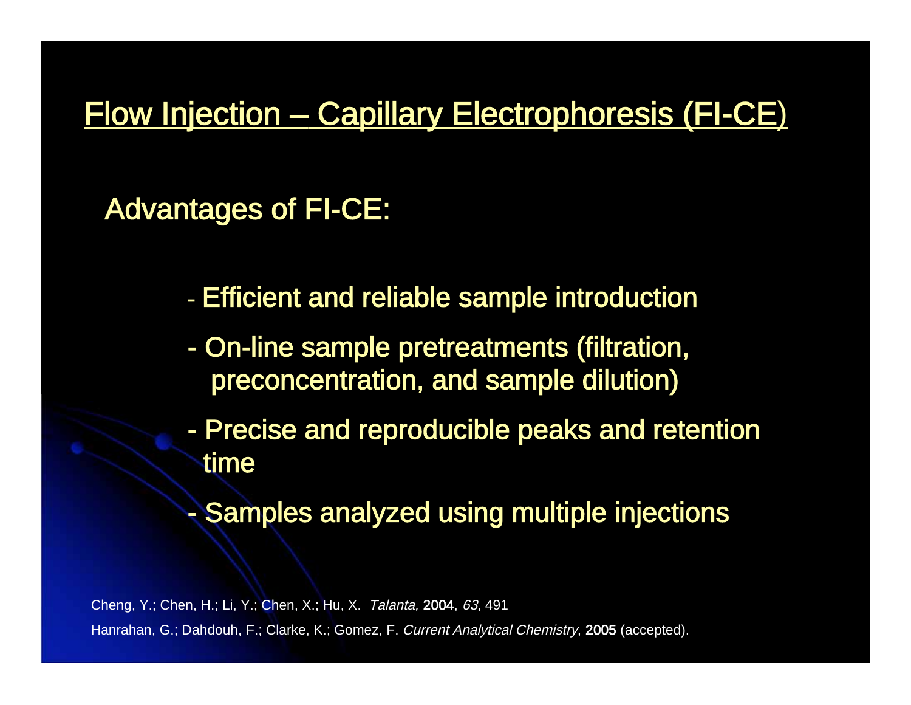# Flow Injection – Capillary Electrophoresis (FI-CE)

## Advantages of FI-CE:

- Efficient and reliable sample introduction
- On-line sample pretreatments (filtration, preconcentration, and sample dilution)
- Precise and reproducible peaks and retention time
- Samples analyzed using multiple injections

Cheng, Y.; Chen, H.; Li, Y.; Chen, X.; Hu, X. *Talanta,* **2004**, *63*, 491

Hanrahan, G.; Dahdouh, F.; Clarke, K.; Gomez, F. *Current Analytical Chemistry*, **2005** (accepted).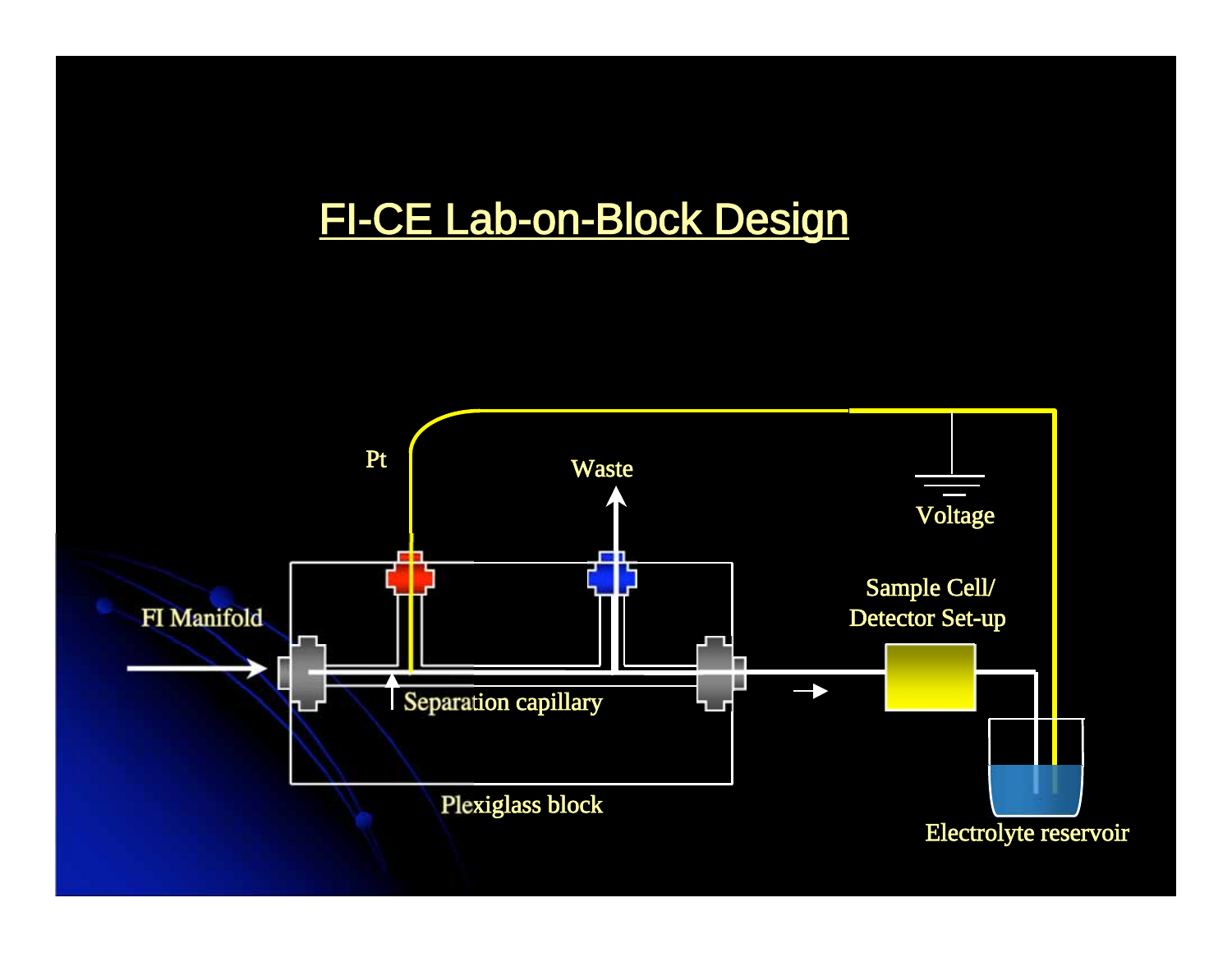# FI-CE Lab-on-Block Design

Pt

Waste

Voltage

FI Manifold

Sample Cell/
Detector Set-up

Separation capillary

Plexiglass block

Electrolyte reservoir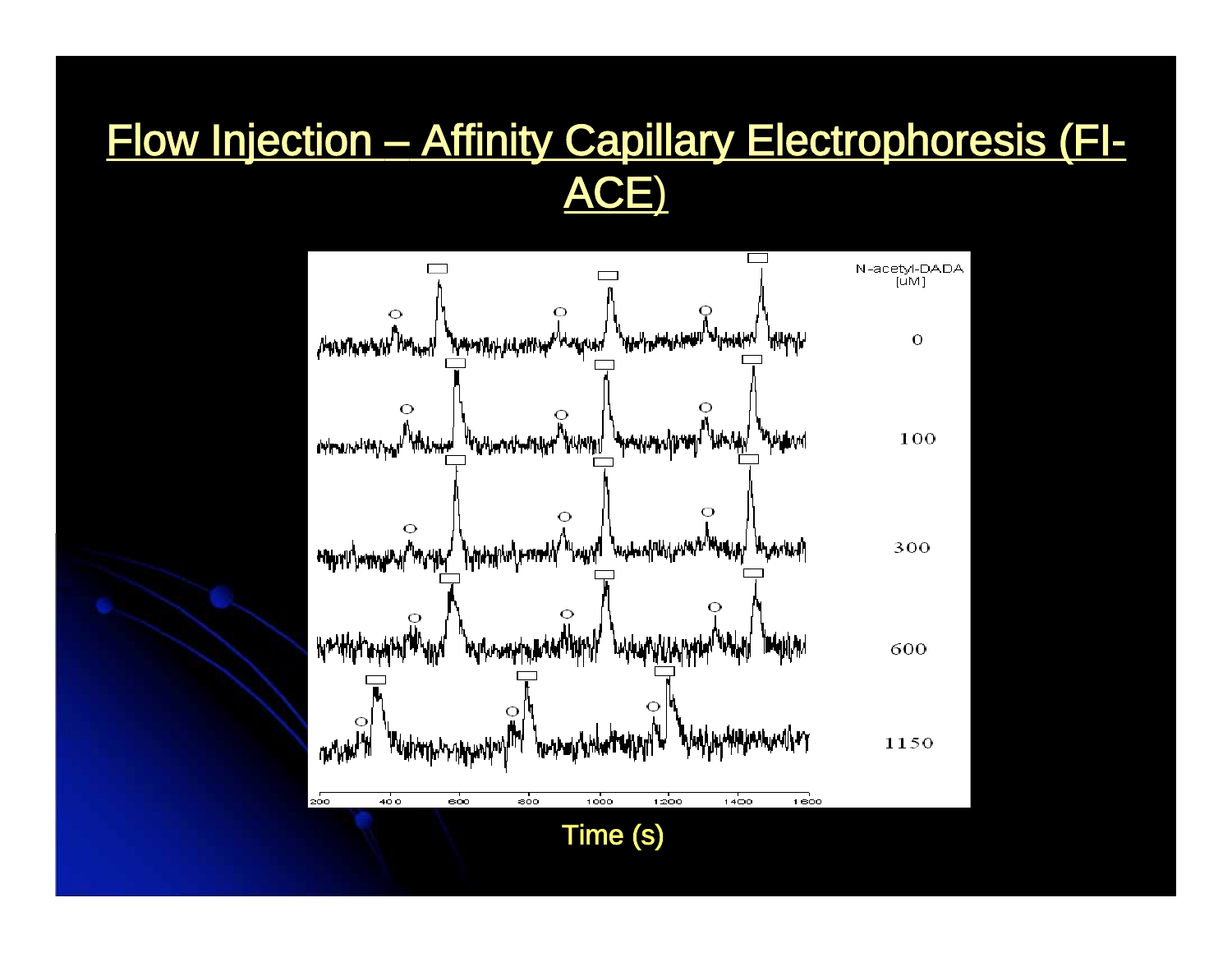# Flow Injection – Affinity Capillary Electrophoresis (FI-ACE)

N-acetyl-DADA [uM]

0

100

300

600

1150

200 400 600 800 1000 1200 1400 1600

Time (s)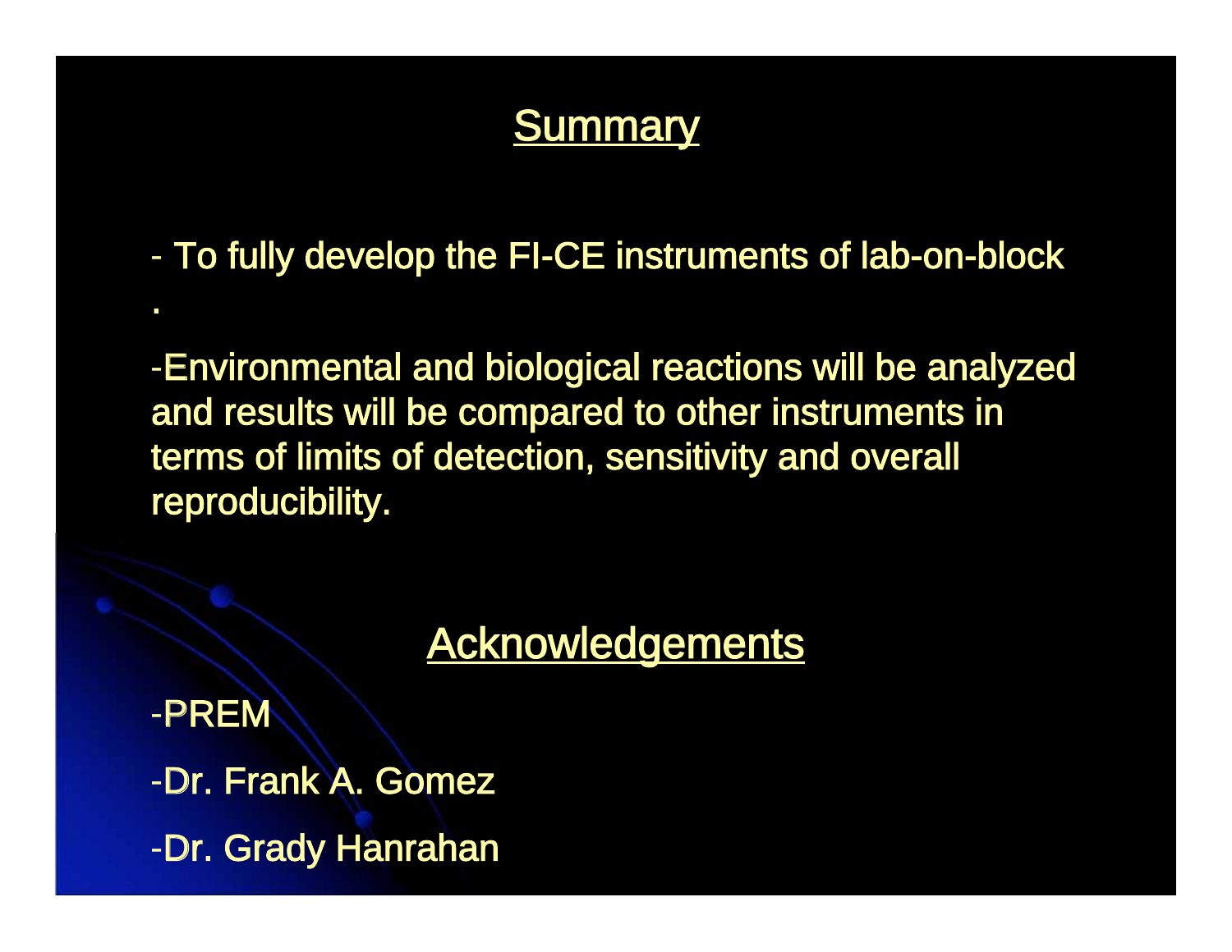## Summary

- To fully develop the FI-CE instruments of lab-on-block

.

-Environmental and biological reactions will be analyzed and results will be compared to other instruments in terms of limits of detection, sensitivity and overall reproducibility.

## Acknowledgements

-PREM

-Dr. Frank A. Gomez

-Dr. Grady Hanrahan